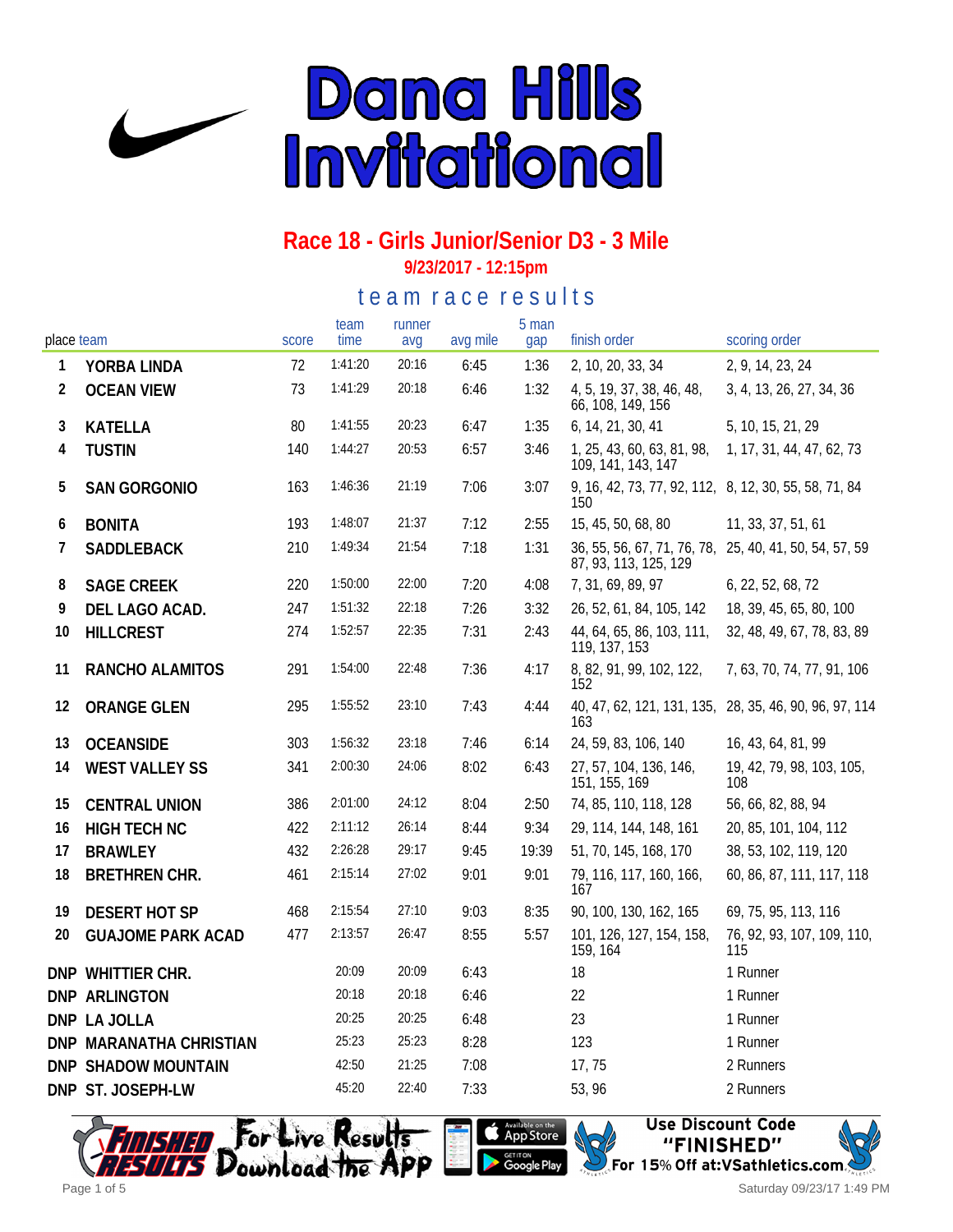# Dana Hills Invitational

## Race 18 - Girls Junior/Senior D3 - 3 Mile

**9/23/2017 - 12:15pm**

### team race results

| place | team | score | team time | runner avg | avg mile | 5 man gap | finish order | scoring order |
|---|---|---|---|---|---|---|---|---|
| 1 | YORBA LINDA | 72 | 1:41:20 | 20:16 | 6:45 | 1:36 | 2, 10, 20, 33, 34 | 2, 9, 14, 23, 24 |
| 2 | OCEAN VIEW | 73 | 1:41:29 | 20:18 | 6:46 | 1:32 | 4, 5, 19, 37, 38, 46, 48, 66, 108, 149, 156 | 3, 4, 13, 26, 27, 34, 36 |
| 3 | KATELLA | 80 | 1:41:55 | 20:23 | 6:47 | 1:35 | 6, 14, 21, 30, 41 | 5, 10, 15, 21, 29 |
| 4 | TUSTIN | 140 | 1:44:27 | 20:53 | 6:57 | 3:46 | 1, 25, 43, 60, 63, 81, 98, 109, 141, 143, 147 | 1, 17, 31, 44, 47, 62, 73 |
| 5 | SAN GORGONIO | 163 | 1:46:36 | 21:19 | 7:06 | 3:07 | 9, 16, 42, 73, 77, 92, 112, 150 | 8, 12, 30, 55, 58, 71, 84 |
| 6 | BONITA | 193 | 1:48:07 | 21:37 | 7:12 | 2:55 | 15, 45, 50, 68, 80 | 11, 33, 37, 51, 61 |
| 7 | SADDLEBACK | 210 | 1:49:34 | 21:54 | 7:18 | 1:31 | 36, 55, 56, 67, 71, 76, 78, 87, 93, 113, 125, 129 | 25, 40, 41, 50, 54, 57, 59 |
| 8 | SAGE CREEK | 220 | 1:50:00 | 22:00 | 7:20 | 4:08 | 7, 31, 69, 89, 97 | 6, 22, 52, 68, 72 |
| 9 | DEL LAGO ACAD. | 247 | 1:51:32 | 22:18 | 7:26 | 3:32 | 26, 52, 61, 84, 105, 142 | 18, 39, 45, 65, 80, 100 |
| 10 | HILLCREST | 274 | 1:52:57 | 22:35 | 7:31 | 2:43 | 44, 64, 65, 86, 103, 111, 119, 137, 153 | 32, 48, 49, 67, 78, 83, 89 |
| 11 | RANCHO ALAMITOS | 291 | 1:54:00 | 22:48 | 7:36 | 4:17 | 8, 82, 91, 99, 102, 122, 152 | 7, 63, 70, 74, 77, 91, 106 |
| 12 | ORANGE GLEN | 295 | 1:55:52 | 23:10 | 7:43 | 4:44 | 40, 47, 62, 121, 131, 135, 163 | 28, 35, 46, 90, 96, 97, 114 |
| 13 | OCEANSIDE | 303 | 1:56:32 | 23:18 | 7:46 | 6:14 | 24, 59, 83, 106, 140 | 16, 43, 64, 81, 99 |
| 14 | WEST VALLEY SS | 341 | 2:00:30 | 24:06 | 8:02 | 6:43 | 27, 57, 104, 136, 146, 151, 155, 169 | 19, 42, 79, 98, 103, 105, 108 |
| 15 | CENTRAL UNION | 386 | 2:01:00 | 24:12 | 8:04 | 2:50 | 74, 85, 110, 118, 128 | 56, 66, 82, 88, 94 |
| 16 | HIGH TECH NC | 422 | 2:11:12 | 26:14 | 8:44 | 9:34 | 29, 114, 144, 148, 161 | 20, 85, 101, 104, 112 |
| 17 | BRAWLEY | 432 | 2:26:28 | 29:17 | 9:45 | 19:39 | 51, 70, 145, 168, 170 | 38, 53, 102, 119, 120 |
| 18 | BRETHREN CHR. | 461 | 2:15:14 | 27:02 | 9:01 | 9:01 | 79, 116, 117, 160, 166, 167 | 60, 86, 87, 111, 117, 118 |
| 19 | DESERT HOT SP | 468 | 2:15:54 | 27:10 | 9:03 | 8:35 | 90, 100, 130, 162, 165 | 69, 75, 95, 113, 116 |
| 20 | GUAJOME PARK ACAD | 477 | 2:13:57 | 26:47 | 8:55 | 5:57 | 101, 126, 127, 154, 158, 159, 164 | 76, 92, 93, 107, 109, 110, 115 |
| DNP | WHITTIER CHR. | | 20:09 | 20:09 | 6:43 | | 18 | 1 Runner |
| DNP | ARLINGTON | | 20:18 | 20:18 | 6:46 | | 22 | 1 Runner |
| DNP | LA JOLLA | | 20:25 | 20:25 | 6:48 | | 23 | 1 Runner |
| DNP | MARANATHA CHRISTIAN | | 25:23 | 25:23 | 8:28 | | 123 | 1 Runner |
| DNP | SHADOW MOUNTAIN | | 42:50 | 21:25 | 7:08 | | 17, 75 | 2 Runners |
| DNP | ST. JOSEPH-LW | | 45:20 | 22:40 | 7:33 | | 53, 96 | 2 Runners |

Finished Results — For Live Results Download the App — Available on the App Store / Get it on Google Play

Use Discount Code "FINISHED" For 15% Off at:VSathletics.com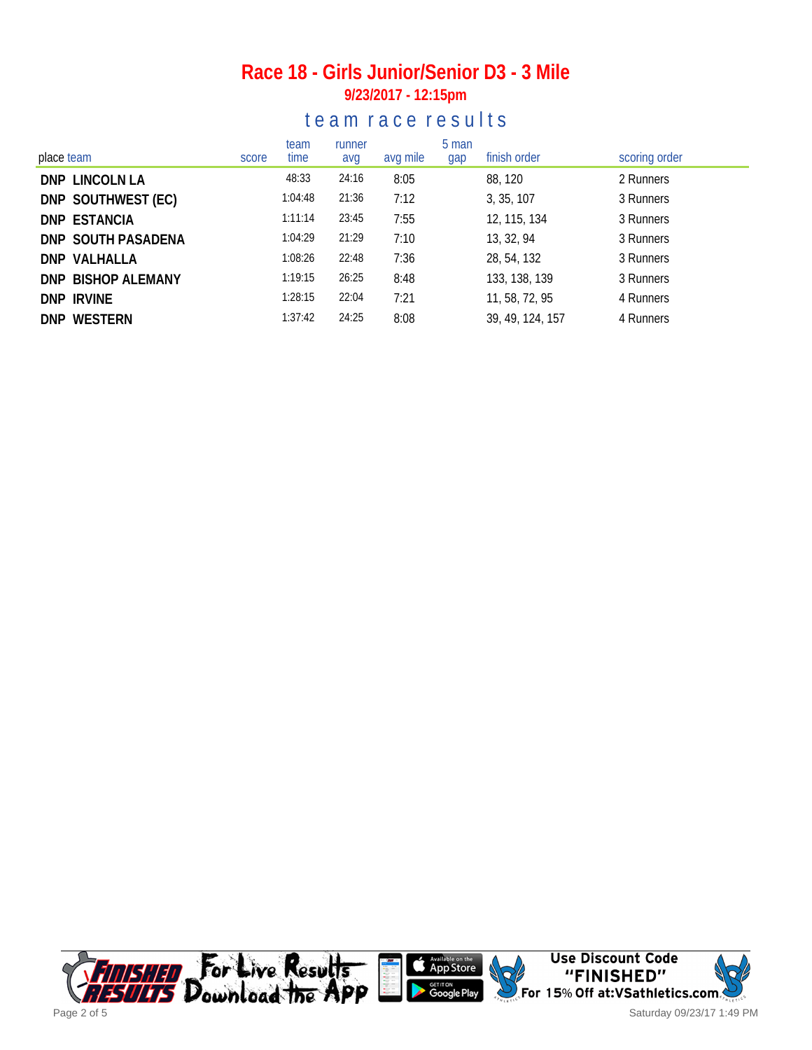# Race 18 - Girls Junior/Senior D3 - 3 Mile

**9/23/2017 - 12:15pm**

## team race results

| place | team | score | team time | runner avg | avg mile | 5 man gap | finish order | scoring order |
|---|---|---|---|---|---|---|---|---|
| DNP | LINCOLN LA | | 48:33 | 24:16 | 8:05 | | 88, 120 | 2 Runners |
| DNP | SOUTHWEST (EC) | | 1:04:48 | 21:36 | 7:12 | | 3, 35, 107 | 3 Runners |
| DNP | ESTANCIA | | 1:11:14 | 23:45 | 7:55 | | 12, 115, 134 | 3 Runners |
| DNP | SOUTH PASADENA | | 1:04:29 | 21:29 | 7:10 | | 13, 32, 94 | 3 Runners |
| DNP | VALHALLA | | 1:08:26 | 22:48 | 7:36 | | 28, 54, 132 | 3 Runners |
| DNP | BISHOP ALEMANY | | 1:19:15 | 26:25 | 8:48 | | 133, 138, 139 | 3 Runners |
| DNP | IRVINE | | 1:28:15 | 22:04 | 7:21 | | 11, 58, 72, 95 | 4 Runners |
| DNP | WESTERN | | 1:37:42 | 24:25 | 8:08 | | 39, 49, 124, 157 | 4 Runners |

Finished Results — For Live Results Download the App — Available on the App Store — Get it on Google Play

Use Discount Code "FINISHED" For 15% Off at:VSathletics.com

Saturday 09/23/17 1:49 PM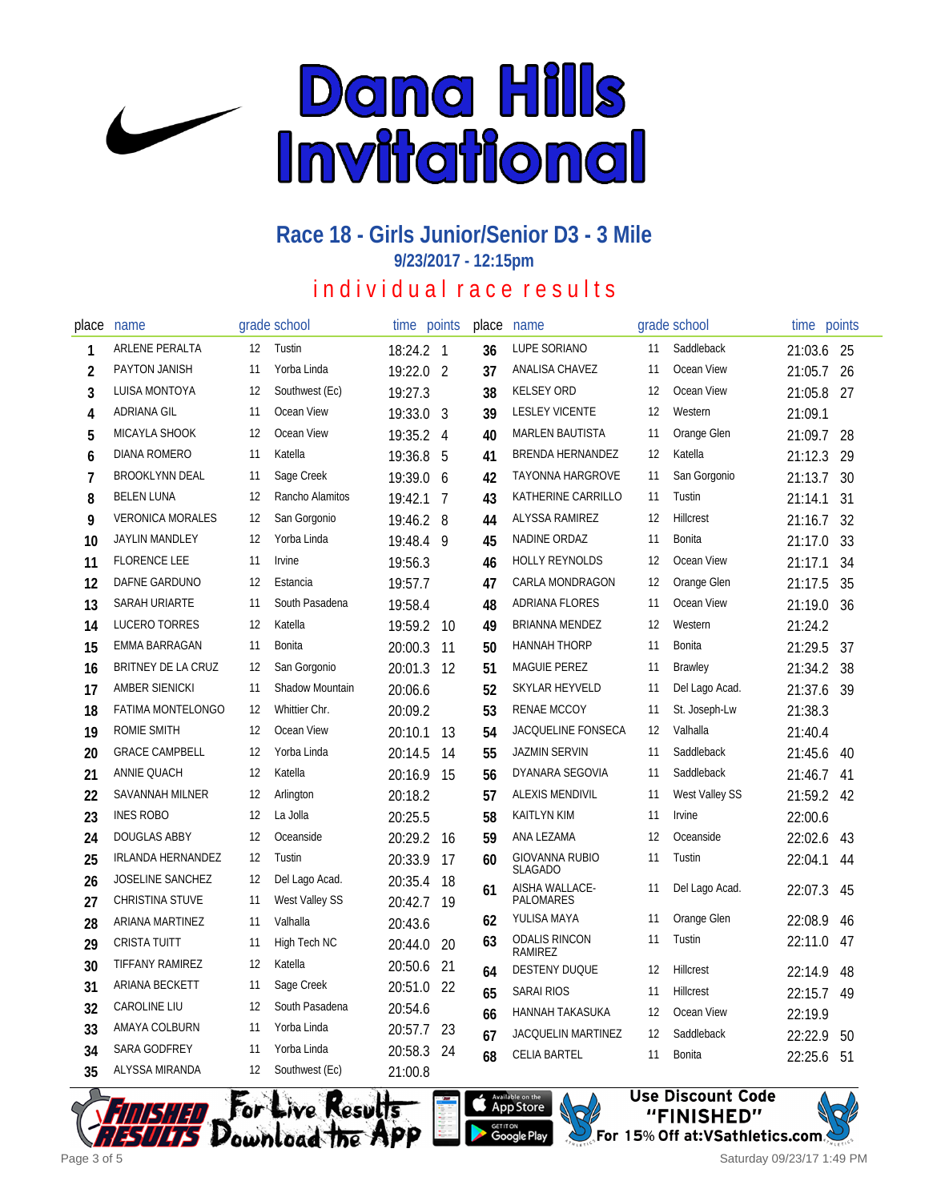# Dana Hills Invitational

## Race 18 - Girls Junior/Senior D3 - 3 Mile

### 9/23/2017 - 12:15pm

### individual race results

| place | name | grade | school | time | points |
|---|---|---|---|---|---|
| 1 | ARLENE PERALTA | 12 | Tustin | 18:24.2 | 1 |
| 2 | PAYTON JANISH | 11 | Yorba Linda | 19:22.0 | 2 |
| 3 | LUISA MONTOYA | 12 | Southwest (Ec) | 19:27.3 | |
| 4 | ADRIANA GIL | 11 | Ocean View | 19:33.0 | 3 |
| 5 | MICAYLA SHOOK | 12 | Ocean View | 19:35.2 | 4 |
| 6 | DIANA ROMERO | 11 | Katella | 19:36.8 | 5 |
| 7 | BROOKLYNN DEAL | 11 | Sage Creek | 19:39.0 | 6 |
| 8 | BELEN LUNA | 12 | Rancho Alamitos | 19:42.1 | 7 |
| 9 | VERONICA MORALES | 12 | San Gorgonio | 19:46.2 | 8 |
| 10 | JAYLIN MANDLEY | 12 | Yorba Linda | 19:48.4 | 9 |
| 11 | FLORENCE LEE | 11 | Irvine | 19:56.3 | |
| 12 | DAFNE GARDUNO | 12 | Estancia | 19:57.7 | |
| 13 | SARAH URIARTE | 11 | South Pasadena | 19:58.4 | |
| 14 | LUCERO TORRES | 12 | Katella | 19:59.2 | 10 |
| 15 | EMMA BARRAGAN | 11 | Bonita | 20:00.3 | 11 |
| 16 | BRITNEY DE LA CRUZ | 12 | San Gorgonio | 20:01.3 | 12 |
| 17 | AMBER SIENICKI | 11 | Shadow Mountain | 20:06.6 | |
| 18 | FATIMA MONTELONGO | 12 | Whittier Chr. | 20:09.2 | |
| 19 | ROMIE SMITH | 12 | Ocean View | 20:10.1 | 13 |
| 20 | GRACE CAMPBELL | 12 | Yorba Linda | 20:14.5 | 14 |
| 21 | ANNIE QUACH | 12 | Katella | 20:16.9 | 15 |
| 22 | SAVANNAH MILNER | 12 | Arlington | 20:18.2 | |
| 23 | INES ROBO | 12 | La Jolla | 20:25.5 | |
| 24 | DOUGLAS ABBY | 12 | Oceanside | 20:29.2 | 16 |
| 25 | IRLANDA HERNANDEZ | 12 | Tustin | 20:33.9 | 17 |
| 26 | JOSELINE SANCHEZ | 12 | Del Lago Acad. | 20:35.4 | 18 |
| 27 | CHRISTINA STUVE | 11 | West Valley SS | 20:42.7 | 19 |
| 28 | ARIANA MARTINEZ | 11 | Valhalla | 20:43.6 | |
| 29 | CRISTA TUITT | 11 | High Tech NC | 20:44.0 | 20 |
| 30 | TIFFANY RAMIREZ | 12 | Katella | 20:50.6 | 21 |
| 31 | ARIANA BECKETT | 11 | Sage Creek | 20:51.0 | 22 |
| 32 | CAROLINE LIU | 12 | South Pasadena | 20:54.6 | |
| 33 | AMAYA COLBURN | 11 | Yorba Linda | 20:57.7 | 23 |
| 34 | SARA GODFREY | 11 | Yorba Linda | 20:58.3 | 24 |
| 35 | ALYSSA MIRANDA | 12 | Southwest (Ec) | 21:00.8 | |
| 36 | LUPE SORIANO | 11 | Saddleback | 21:03.6 | 25 |
| 37 | ANALISA CHAVEZ | 11 | Ocean View | 21:05.7 | 26 |
| 38 | KELSEY ORD | 12 | Ocean View | 21:05.8 | 27 |
| 39 | LESLEY VICENTE | 12 | Western | 21:09.1 | |
| 40 | MARLEN BAUTISTA | 11 | Orange Glen | 21:09.7 | 28 |
| 41 | BRENDA HERNANDEZ | 12 | Katella | 21:12.3 | 29 |
| 42 | TAYONNA HARGROVE | 11 | San Gorgonio | 21:13.7 | 30 |
| 43 | KATHERINE CARRILLO | 11 | Tustin | 21:14.1 | 31 |
| 44 | ALYSSA RAMIREZ | 12 | Hillcrest | 21:16.7 | 32 |
| 45 | NADINE ORDAZ | 11 | Bonita | 21:17.0 | 33 |
| 46 | HOLLY REYNOLDS | 12 | Ocean View | 21:17.1 | 34 |
| 47 | CARLA MONDRAGON | 12 | Orange Glen | 21:17.5 | 35 |
| 48 | ADRIANA FLORES | 11 | Ocean View | 21:19.0 | 36 |
| 49 | BRIANNA MENDEZ | 12 | Western | 21:24.2 | |
| 50 | HANNAH THORP | 11 | Bonita | 21:29.5 | 37 |
| 51 | MAGUIE PEREZ | 11 | Brawley | 21:34.2 | 38 |
| 52 | SKYLAR HEYVELD | 11 | Del Lago Acad. | 21:37.6 | 39 |
| 53 | RENAE MCCOY | 11 | St. Joseph-Lw | 21:38.3 | |
| 54 | JACQUELINE FONSECA | 12 | Valhalla | 21:40.4 | |
| 55 | JAZMIN SERVIN | 11 | Saddleback | 21:45.6 | 40 |
| 56 | DYANARA SEGOVIA | 11 | Saddleback | 21:46.7 | 41 |
| 57 | ALEXIS MENDIVIL | 11 | West Valley SS | 21:59.2 | 42 |
| 58 | KAITLYN KIM | 11 | Irvine | 22:00.6 | |
| 59 | ANA LEZAMA | 12 | Oceanside | 22:02.6 | 43 |
| 60 | GIOVANNA RUBIO SLAGADO | 11 | Tustin | 22:04.1 | 44 |
| 61 | AISHA WALLACE-PALOMARES | 11 | Del Lago Acad. | 22:07.3 | 45 |
| 62 | YULISA MAYA | 11 | Orange Glen | 22:08.9 | 46 |
| 63 | ODALIS RINCON RAMIREZ | 11 | Tustin | 22:11.0 | 47 |
| 64 | DESTENY DUQUE | 12 | Hillcrest | 22:14.9 | 48 |
| 65 | SARAI RIOS | 11 | Hillcrest | 22:15.7 | 49 |
| 66 | HANNAH TAKASUKA | 12 | Ocean View | 22:19.9 | |
| 67 | JACQUELIN MARTINEZ | 12 | Saddleback | 22:22.9 | 50 |
| 68 | CELIA BARTEL | 11 | Bonita | 22:25.6 | 51 |

Finished Results — For Live Results Download the App — Available on the App Store / Get it on Google Play — Use Discount Code "FINISHED" For 15% Off at:VSathletics.com

Saturday 09/23/17 1:49 PM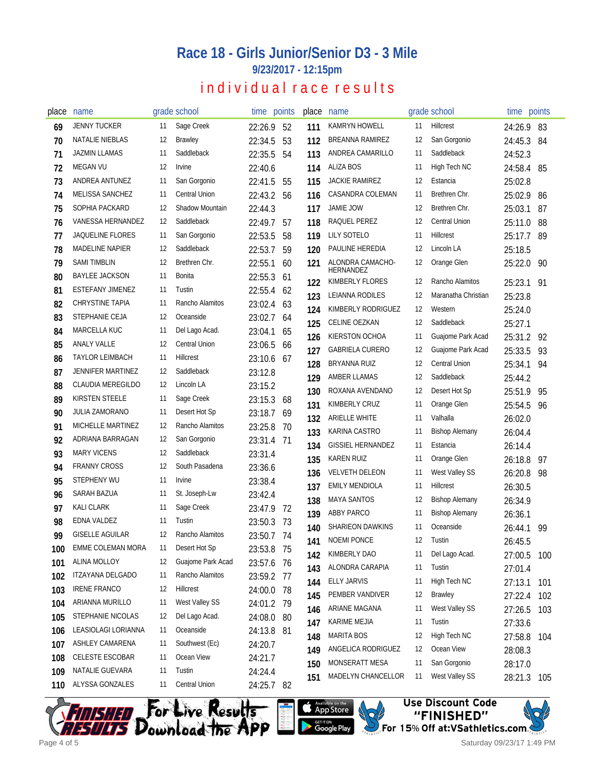# Race 18 - Girls Junior/Senior D3 - 3 Mile

## 9/23/2017 - 12:15pm

## individual race results

| place | name | grade | school | time | points |
|---|---|---|---|---|---|
| 69 | JENNY TUCKER | 11 | Sage Creek | 22:26.9 | 52 |
| 70 | NATALIE NIEBLAS | 12 | Brawley | 22:34.5 | 53 |
| 71 | JAZMIN LLAMAS | 11 | Saddleback | 22:35.5 | 54 |
| 72 | MEGAN VU | 12 | Irvine | 22:40.6 | |
| 73 | ANDREA ANTUNEZ | 11 | San Gorgonio | 22:41.5 | 55 |
| 74 | MELISSA SANCHEZ | 11 | Central Union | 22:43.2 | 56 |
| 75 | SOPHIA PACKARD | 12 | Shadow Mountain | 22:44.3 | |
| 76 | VANESSA HERNANDEZ | 12 | Saddleback | 22:49.7 | 57 |
| 77 | JAQUELINE FLORES | 11 | San Gorgonio | 22:53.5 | 58 |
| 78 | MADELINE NAPIER | 12 | Saddleback | 22:53.7 | 59 |
| 79 | SAMI TIMBLIN | 12 | Brethren Chr. | 22:55.1 | 60 |
| 80 | BAYLEE JACKSON | 11 | Bonita | 22:55.3 | 61 |
| 81 | ESTEFANY JIMENEZ | 11 | Tustin | 22:55.4 | 62 |
| 82 | CHRYSTINE TAPIA | 11 | Rancho Alamitos | 23:02.4 | 63 |
| 83 | STEPHANIE CEJA | 12 | Oceanside | 23:02.7 | 64 |
| 84 | MARCELLA KUC | 11 | Del Lago Acad. | 23:04.1 | 65 |
| 85 | ANALY VALLE | 12 | Central Union | 23:06.5 | 66 |
| 86 | TAYLOR LEIMBACH | 11 | Hillcrest | 23:10.6 | 67 |
| 87 | JENNIFER MARTINEZ | 12 | Saddleback | 23:12.8 | |
| 88 | CLAUDIA MEREGILDO | 12 | Lincoln LA | 23:15.2 | |
| 89 | KIRSTEN STEELE | 11 | Sage Creek | 23:15.3 | 68 |
| 90 | JULIA ZAMORANO | 11 | Desert Hot Sp | 23:18.7 | 69 |
| 91 | MICHELLE MARTINEZ | 12 | Rancho Alamitos | 23:25.8 | 70 |
| 92 | ADRIANA BARRAGAN | 12 | San Gorgonio | 23:31.4 | 71 |
| 93 | MARY VICENS | 12 | Saddleback | 23:31.4 | |
| 94 | FRANNY CROSS | 12 | South Pasadena | 23:36.6 | |
| 95 | STEPHENY WU | 11 | Irvine | 23:38.4 | |
| 96 | SARAH BAZUA | 11 | St. Joseph-Lw | 23:42.4 | |
| 97 | KALI CLARK | 11 | Sage Creek | 23:47.9 | 72 |
| 98 | EDNA VALDEZ | 11 | Tustin | 23:50.3 | 73 |
| 99 | GISELLE AGUILAR | 12 | Rancho Alamitos | 23:50.7 | 74 |
| 100 | EMME COLEMAN MORA | 11 | Desert Hot Sp | 23:53.8 | 75 |
| 101 | ALINA MOLLOY | 12 | Guajome Park Acad | 23:57.6 | 76 |
| 102 | ITZAYANA DELGADO | 11 | Rancho Alamitos | 23:59.2 | 77 |
| 103 | IRENE FRANCO | 12 | Hillcrest | 24:00.0 | 78 |
| 104 | ARIANNA MURILLO | 11 | West Valley SS | 24:01.2 | 79 |
| 105 | STEPHANIE NICOLAS | 12 | Del Lago Acad. | 24:08.0 | 80 |
| 106 | LEASIOLAGI LORIANNA | 11 | Oceanside | 24:13.8 | 81 |
| 107 | ASHLEY CAMARENA | 11 | Southwest (Ec) | 24:20.7 | |
| 108 | CELESTE ESCOBAR | 11 | Ocean View | 24:21.7 | |
| 109 | NATALIE GUEVARA | 11 | Tustin | 24:24.4 | |
| 110 | ALYSSA GONZALES | 11 | Central Union | 24:25.7 | 82 |
| 111 | KAMRYN HOWELL | 11 | Hillcrest | 24:26.9 | 83 |
| 112 | BREANNA RAMIREZ | 12 | San Gorgonio | 24:45.3 | 84 |
| 113 | ANDREA CAMARILLO | 11 | Saddleback | 24:52.3 | |
| 114 | ALIZA BOS | 11 | High Tech NC | 24:58.4 | 85 |
| 115 | JACKIE RAMIREZ | 12 | Estancia | 25:02.8 | |
| 116 | CASANDRA COLEMAN | 11 | Brethren Chr. | 25:02.9 | 86 |
| 117 | JAMIE JOW | 12 | Brethren Chr. | 25:03.1 | 87 |
| 118 | RAQUEL PEREZ | 12 | Central Union | 25:11.0 | 88 |
| 119 | LILY SOTELO | 11 | Hillcrest | 25:17.7 | 89 |
| 120 | PAULINE HEREDIA | 12 | Lincoln LA | 25:18.5 | |
| 121 | ALONDRA CAMACHO-HERNANDEZ | 12 | Orange Glen | 25:22.0 | 90 |
| 122 | KIMBERLY FLORES | 12 | Rancho Alamitos | 25:23.1 | 91 |
| 123 | LEIANNA RODILES | 12 | Maranatha Christian | 25:23.8 | |
| 124 | KIMBERLY RODRIGUEZ | 12 | Western | 25:24.0 | |
| 125 | CELINE OEZKAN | 12 | Saddleback | 25:27.1 | |
| 126 | KIERSTON OCHOA | 11 | Guajome Park Acad | 25:31.2 | 92 |
| 127 | GABRIELA CURERO | 12 | Guajome Park Acad | 25:33.5 | 93 |
| 128 | BRYANNA RUIZ | 12 | Central Union | 25:34.1 | 94 |
| 129 | AMBER LLAMAS | 12 | Saddleback | 25:44.2 | |
| 130 | ROXANA AVENDANO | 12 | Desert Hot Sp | 25:51.9 | 95 |
| 131 | KIMBERLY CRUZ | 11 | Orange Glen | 25:54.5 | 96 |
| 132 | ARIELLE WHITE | 11 | Valhalla | 26:02.0 | |
| 133 | KARINA CASTRO | 11 | Bishop Alemany | 26:04.4 | |
| 134 | GISSIEL HERNANDEZ | 11 | Estancia | 26:14.4 | |
| 135 | KAREN RUIZ | 11 | Orange Glen | 26:18.8 | 97 |
| 136 | VELVETH DELEON | 11 | West Valley SS | 26:20.8 | 98 |
| 137 | EMILY MENDIOLA | 11 | Hillcrest | 26:30.5 | |
| 138 | MAYA SANTOS | 12 | Bishop Alemany | 26:34.9 | |
| 139 | ABBY PARCO | 11 | Bishop Alemany | 26:36.1 | |
| 140 | SHARIEON DAWKINS | 11 | Oceanside | 26:44.1 | 99 |
| 141 | NOEMI PONCE | 12 | Tustin | 26:45.5 | |
| 142 | KIMBERLY DAO | 11 | Del Lago Acad. | 27:00.5 | 100 |
| 143 | ALONDRA CARAPIA | 11 | Tustin | 27:01.4 | |
| 144 | ELLY JARVIS | 11 | High Tech NC | 27:13.1 | 101 |
| 145 | PEMBER VANDIVER | 12 | Brawley | 27:22.4 | 102 |
| 146 | ARIANE MAGANA | 11 | West Valley SS | 27:26.5 | 103 |
| 147 | KARIME MEJIA | 11 | Tustin | 27:33.6 | |
| 148 | MARITA BOS | 12 | High Tech NC | 27:58.8 | 104 |
| 149 | ANGELICA RODRIGUEZ | 12 | Ocean View | 28:08.3 | |
| 150 | MONSERATT MESA | 11 | San Gorgonio | 28:17.0 | |
| 151 | MADELYN CHANCELLOR | 11 | West Valley SS | 28:21.3 | 105 |

Finished Results — For Live Results Download the App — Available on the App Store / Get it on Google Play

Use Discount Code "FINISHED" For 15% Off at:VSathletics.com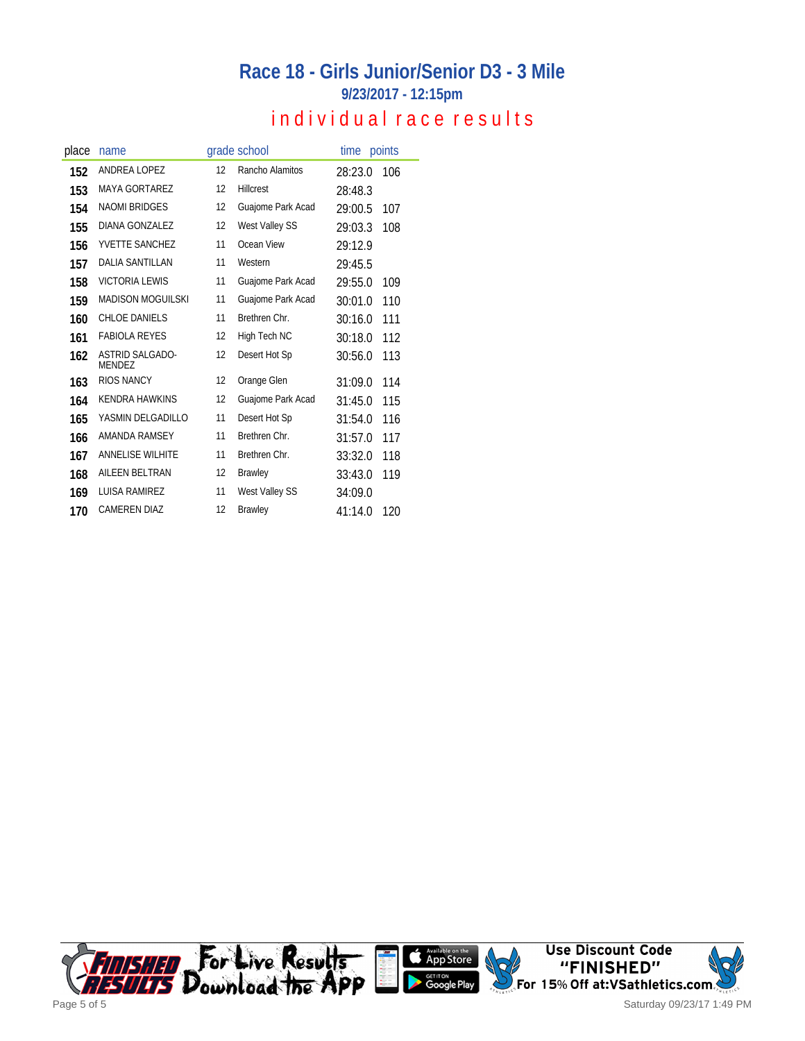# Race 18 - Girls Junior/Senior D3 - 3 Mile

## 9/23/2017 - 12:15pm

## individual race results

| place | name | grade | school | time | points |
|---|---|---|---|---|---|
| 152 | ANDREA LOPEZ | 12 | Rancho Alamitos | 28:23.0 | 106 |
| 153 | MAYA GORTAREZ | 12 | Hillcrest | 28:48.3 | |
| 154 | NAOMI BRIDGES | 12 | Guajome Park Acad | 29:00.5 | 107 |
| 155 | DIANA GONZALEZ | 12 | West Valley SS | 29:03.3 | 108 |
| 156 | YVETTE SANCHEZ | 11 | Ocean View | 29:12.9 | |
| 157 | DALIA SANTILLAN | 11 | Western | 29:45.5 | |
| 158 | VICTORIA LEWIS | 11 | Guajome Park Acad | 29:55.0 | 109 |
| 159 | MADISON MOGUILSKI | 11 | Guajome Park Acad | 30:01.0 | 110 |
| 160 | CHLOE DANIELS | 11 | Brethren Chr. | 30:16.0 | 111 |
| 161 | FABIOLA REYES | 12 | High Tech NC | 30:18.0 | 112 |
| 162 | ASTRID SALGADO-MENDEZ | 12 | Desert Hot Sp | 30:56.0 | 113 |
| 163 | RIOS NANCY | 12 | Orange Glen | 31:09.0 | 114 |
| 164 | KENDRA HAWKINS | 12 | Guajome Park Acad | 31:45.0 | 115 |
| 165 | YASMIN DELGADILLO | 11 | Desert Hot Sp | 31:54.0 | 116 |
| 166 | AMANDA RAMSEY | 11 | Brethren Chr. | 31:57.0 | 117 |
| 167 | ANNELISE WILHITE | 11 | Brethren Chr. | 33:32.0 | 118 |
| 168 | AILEEN BELTRAN | 12 | Brawley | 33:43.0 | 119 |
| 169 | LUISA RAMIREZ | 11 | West Valley SS | 34:09.0 | |
| 170 | CAMEREN DIAZ | 12 | Brawley | 41:14.0 | 120 |